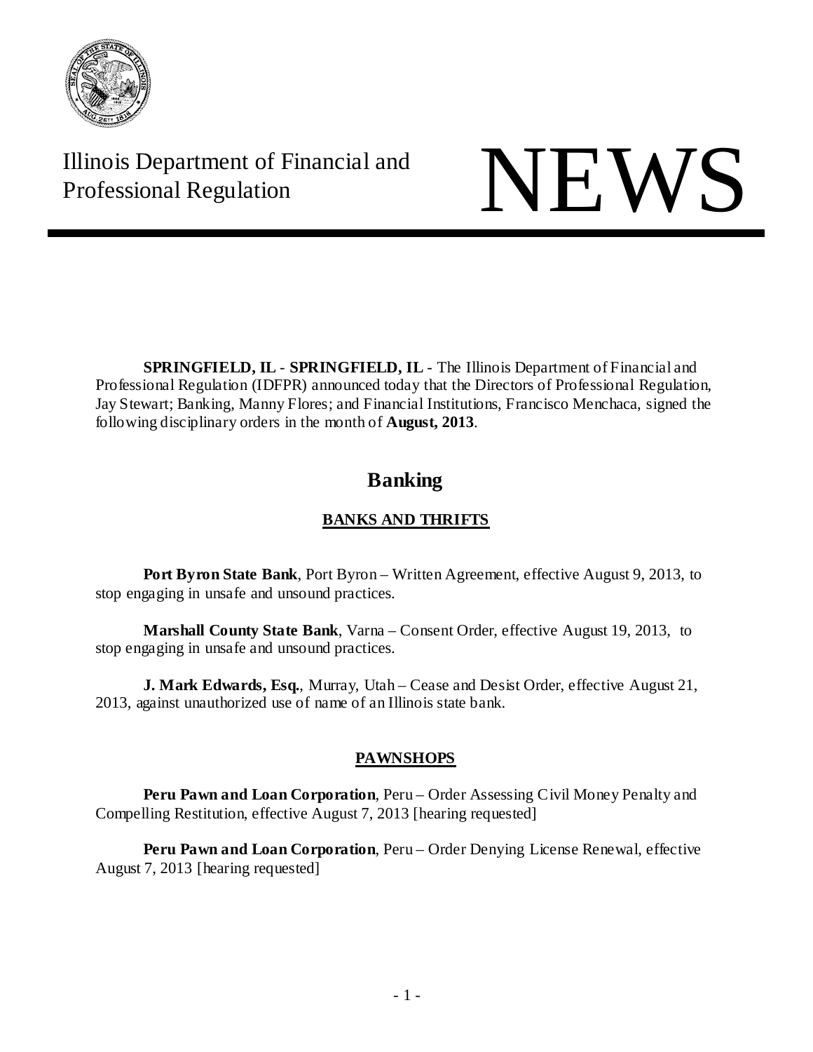Illinois Department of Financial and Professional Regulation

# NEWS

**SPRINGFIELD, IL** - **SPRINGFIELD, IL** - The Illinois Department of Financial and Professional Regulation (IDFPR) announced today that the Directors of Professional Regulation, Jay Stewart; Banking, Manny Flores; and Financial Institutions, Francisco Menchaca, signed the following disciplinary orders in the month of **August, 2013**.

## Banking

### BANKS AND THRIFTS

**Port Byron State Bank**, Port Byron – Written Agreement, effective August 9, 2013, to stop engaging in unsafe and unsound practices.

**Marshall County State Bank**, Varna – Consent Order, effective August 19, 2013, to stop engaging in unsafe and unsound practices.

**J. Mark Edwards, Esq.**, Murray, Utah – Cease and Desist Order, effective August 21, 2013, against unauthorized use of name of an Illinois state bank.

### PAWNSHOPS

**Peru Pawn and Loan Corporation**, Peru – Order Assessing Civil Money Penalty and Compelling Restitution, effective August 7, 2013 [hearing requested]

**Peru Pawn and Loan Corporation**, Peru – Order Denying License Renewal, effective August 7, 2013 [hearing requested]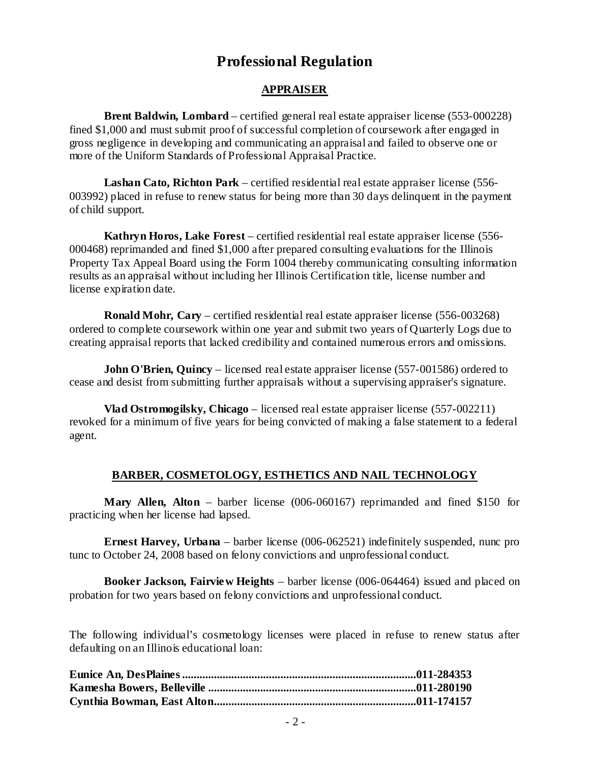# Professional Regulation

## APPRAISER

**Brent Baldwin, Lombard** – certified general real estate appraiser license (553-000228) fined $1,000 and must submit proof of successful completion of coursework after engaged in gross negligence in developing and communicating an appraisal and failed to observe one or more of the Uniform Standards of Professional Appraisal Practice.

**Lashan Cato, Richton Park** – certified residential real estate appraiser license (556-003992) placed in refuse to renew status for being more than 30 days delinquent in the payment of child support.

**Kathryn Horos, Lake Forest** – certified residential real estate appraiser license (556-000468) reprimanded and fined $1,000 after prepared consulting evaluations for the Illinois Property Tax Appeal Board using the Form 1004 thereby communicating consulting information results as an appraisal without including her Illinois Certification title, license number and license expiration date.

**Ronald Mohr, Cary** – certified residential real estate appraiser license (556-003268) ordered to complete coursework within one year and submit two years of Quarterly Logs due to creating appraisal reports that lacked credibility and contained numerous errors and omissions.

**John O'Brien, Quincy** – licensed real estate appraiser license (557-001586) ordered to cease and desist from submitting further appraisals without a supervising appraiser's signature.

**Vlad Ostromogilsky, Chicago** – licensed real estate appraiser license (557-002211) revoked for a minimum of five years for being convicted of making a false statement to a federal agent.

## BARBER, COSMETOLOGY, ESTHETICS AND NAIL TECHNOLOGY

**Mary Allen, Alton** – barber license (006-060167) reprimanded and fined $150 for practicing when her license had lapsed.

**Ernest Harvey, Urbana** – barber license (006-062521) indefinitely suspended, nunc pro tunc to October 24, 2008 based on felony convictions and unprofessional conduct.

**Booker Jackson, Fairview Heights** – barber license (006-064464) issued and placed on probation for two years based on felony convictions and unprofessional conduct.

The following individual's cosmetology licenses were placed in refuse to renew status after defaulting on an Illinois educational loan:

**Eunice An, DesPlaines................................................................................011-284353**
**Kamesha Bowers, Belleville .......................................................................011-280190**
**Cynthia Bowman, East Alton.....................................................................011-174157**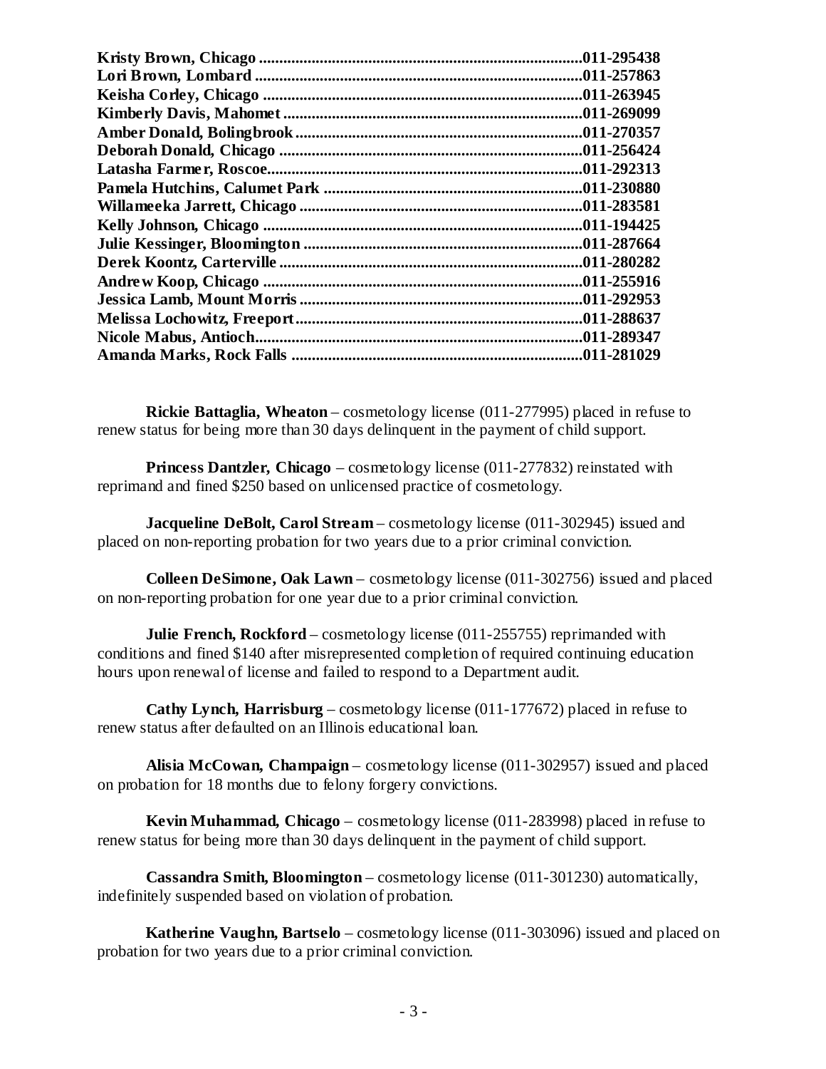**Kristy Brown, Chicago ..........................................................................011-295438**
**Lori Brown, Lombard .............................................................................011-257863**
**Keisha Corley, Chicago ..........................................................................011-263945**
**Kimberly Davis, Mahomet .......................................................................011-269099**
**Amber Donald, Bolingbrook ....................................................................011-270357**
**Deborah Donald, Chicago .......................................................................011-256424**
**Latasha Farmer, Roscoe..........................................................................011-292313**
**Pamela Hutchins, Calumet Park .............................................................011-230880**
**Willameeka Jarrett, Chicago ...................................................................011-283581**
**Kelly Johnson, Chicago ..........................................................................011-194425**
**Julie Kessinger, Bloomington .................................................................011-287664**
**Derek Koontz, Carterville .......................................................................011-280282**
**Andrew Koop, Chicago ...........................................................................011-255916**
**Jessica Lamb, Mount Morris ..................................................................011-292953**
**Melissa Lochowitz, Freeport ...................................................................011-288637**
**Nicole Mabus, Antioch.............................................................................011-289347**
**Amanda Marks, Rock Falls ....................................................................011-281029**

**Rickie Battaglia, Wheaton** – cosmetology license (011-277995) placed in refuse to renew status for being more than 30 days delinquent in the payment of child support.

**Princess Dantzler, Chicago** – cosmetology license (011-277832) reinstated with reprimand and fined $250 based on unlicensed practice of cosmetology.

**Jacqueline DeBolt, Carol Stream** – cosmetology license (011-302945) issued and placed on non-reporting probation for two years due to a prior criminal conviction.

**Colleen DeSimone, Oak Lawn** – cosmetology license (011-302756) issued and placed on non-reporting probation for one year due to a prior criminal conviction.

**Julie French, Rockford** – cosmetology license (011-255755) reprimanded with conditions and fined $140 after misrepresented completion of required continuing education hours upon renewal of license and failed to respond to a Department audit.

**Cathy Lynch, Harrisburg** – cosmetology license (011-177672) placed in refuse to renew status after defaulted on an Illinois educational loan.

**Alisia McCowan, Champaign** – cosmetology license (011-302957) issued and placed on probation for 18 months due to felony forgery convictions.

**Kevin Muhammad, Chicago** – cosmetology license (011-283998) placed in refuse to renew status for being more than 30 days delinquent in the payment of child support.

**Cassandra Smith, Bloomington** – cosmetology license (011-301230) automatically, indefinitely suspended based on violation of probation.

**Katherine Vaughn, Bartselo** – cosmetology license (011-303096) issued and placed on probation for two years due to a prior criminal conviction.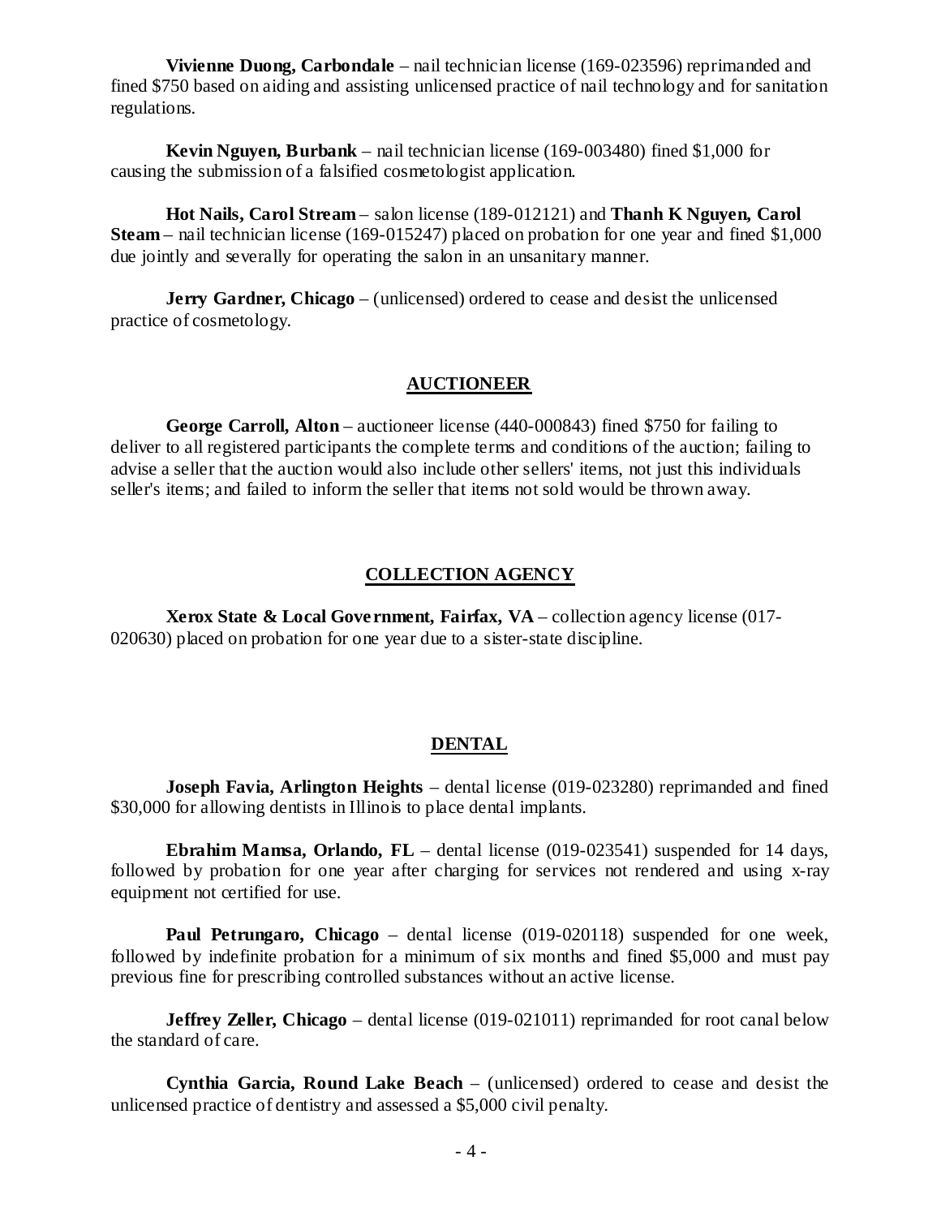**Vivienne Duong, Carbondale** – nail technician license (169-023596) reprimanded and fined $750 based on aiding and assisting unlicensed practice of nail technology and for sanitation regulations.

**Kevin Nguyen, Burbank** – nail technician license (169-003480) fined $1,000 for causing the submission of a falsified cosmetologist application.

**Hot Nails, Carol Stream** – salon license (189-012121) and **Thanh K Nguyen, Carol Steam** – nail technician license (169-015247) placed on probation for one year and fined $1,000 due jointly and severally for operating the salon in an unsanitary manner.

**Jerry Gardner, Chicago** – (unlicensed) ordered to cease and desist the unlicensed practice of cosmetology.

## AUCTIONEER

**George Carroll, Alton** – auctioneer license (440-000843) fined $750 for failing to deliver to all registered participants the complete terms and conditions of the auction; failing to advise a seller that the auction would also include other sellers' items, not just this individuals seller's items; and failed to inform the seller that items not sold would be thrown away.

## COLLECTION AGENCY

**Xerox State & Local Government, Fairfax, VA** – collection agency license (017-020630) placed on probation for one year due to a sister-state discipline.

## DENTAL

**Joseph Favia, Arlington Heights** – dental license (019-023280) reprimanded and fined $30,000 for allowing dentists in Illinois to place dental implants.

**Ebrahim Mamsa, Orlando, FL** – dental license (019-023541) suspended for 14 days, followed by probation for one year after charging for services not rendered and using x-ray equipment not certified for use.

**Paul Petrungaro, Chicago** – dental license (019-020118) suspended for one week, followed by indefinite probation for a minimum of six months and fined $5,000 and must pay previous fine for prescribing controlled substances without an active license.

**Jeffrey Zeller, Chicago** – dental license (019-021011) reprimanded for root canal below the standard of care.

**Cynthia Garcia, Round Lake Beach** – (unlicensed) ordered to cease and desist the unlicensed practice of dentistry and assessed a $5,000 civil penalty.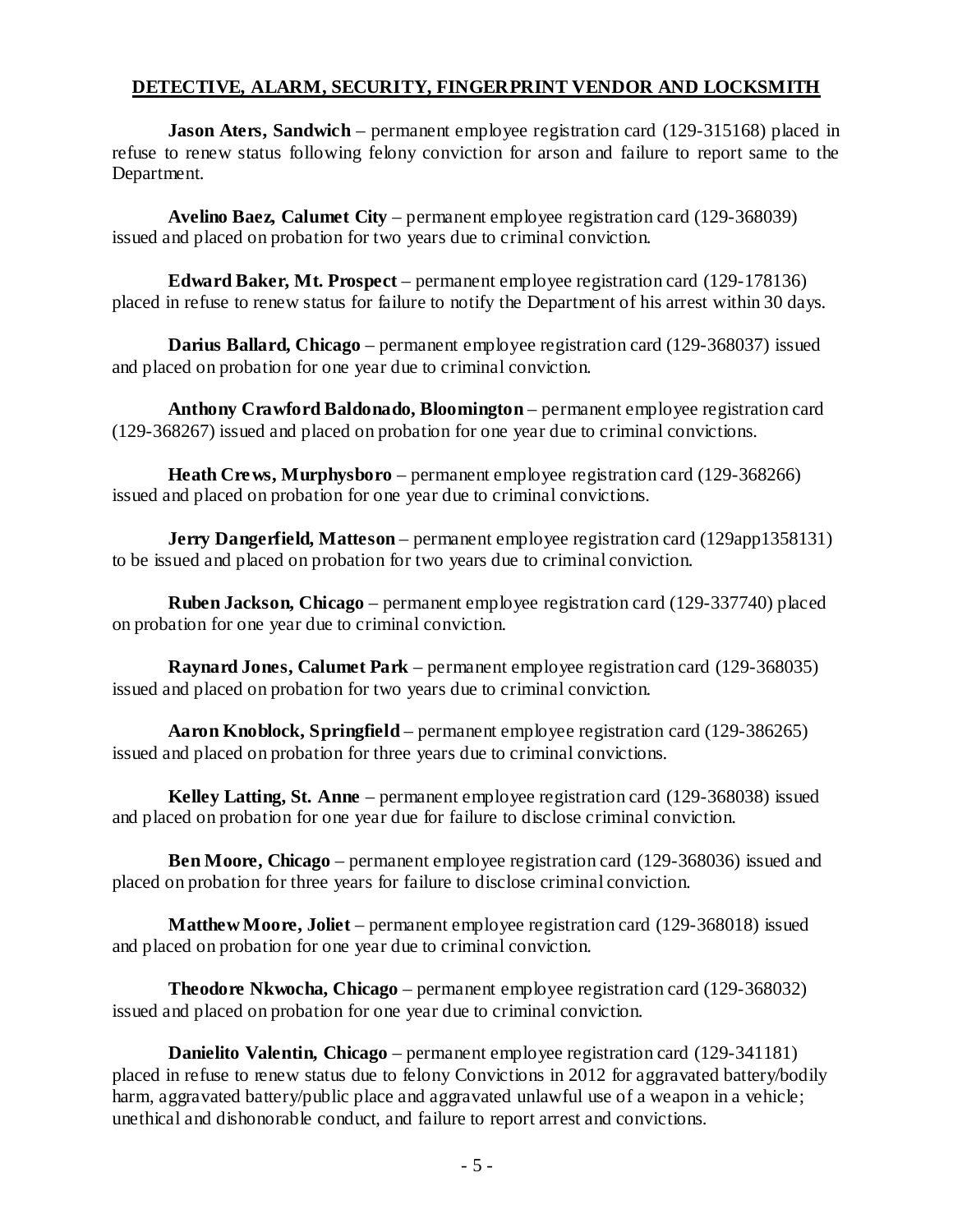## DETECTIVE, ALARM, SECURITY, FINGERPRINT VENDOR AND LOCKSMITH

**Jason Aters, Sandwich** – permanent employee registration card (129-315168) placed in refuse to renew status following felony conviction for arson and failure to report same to the Department.

**Avelino Baez, Calumet City** – permanent employee registration card (129-368039) issued and placed on probation for two years due to criminal conviction.

**Edward Baker, Mt. Prospect** – permanent employee registration card (129-178136) placed in refuse to renew status for failure to notify the Department of his arrest within 30 days.

**Darius Ballard, Chicago** – permanent employee registration card (129-368037) issued and placed on probation for one year due to criminal conviction.

**Anthony Crawford Baldonado, Bloomington** – permanent employee registration card (129-368267) issued and placed on probation for one year due to criminal convictions.

**Heath Crews, Murphysboro** – permanent employee registration card (129-368266) issued and placed on probation for one year due to criminal convictions.

**Jerry Dangerfield, Matteson** – permanent employee registration card (129app1358131) to be issued and placed on probation for two years due to criminal conviction.

**Ruben Jackson, Chicago** – permanent employee registration card (129-337740) placed on probation for one year due to criminal conviction.

**Raynard Jones, Calumet Park** – permanent employee registration card (129-368035) issued and placed on probation for two years due to criminal conviction.

**Aaron Knoblock, Springfield** – permanent employee registration card (129-386265) issued and placed on probation for three years due to criminal convictions.

**Kelley Latting, St. Anne** – permanent employee registration card (129-368038) issued and placed on probation for one year due for failure to disclose criminal conviction.

**Ben Moore, Chicago** – permanent employee registration card (129-368036) issued and placed on probation for three years for failure to disclose criminal conviction.

**Matthew Moore, Joliet** – permanent employee registration card (129-368018) issued and placed on probation for one year due to criminal conviction.

**Theodore Nkwocha, Chicago** – permanent employee registration card (129-368032) issued and placed on probation for one year due to criminal conviction.

**Danielito Valentin, Chicago** – permanent employee registration card (129-341181) placed in refuse to renew status due to felony Convictions in 2012 for aggravated battery/bodily harm, aggravated battery/public place and aggravated unlawful use of a weapon in a vehicle; unethical and dishonorable conduct, and failure to report arrest and convictions.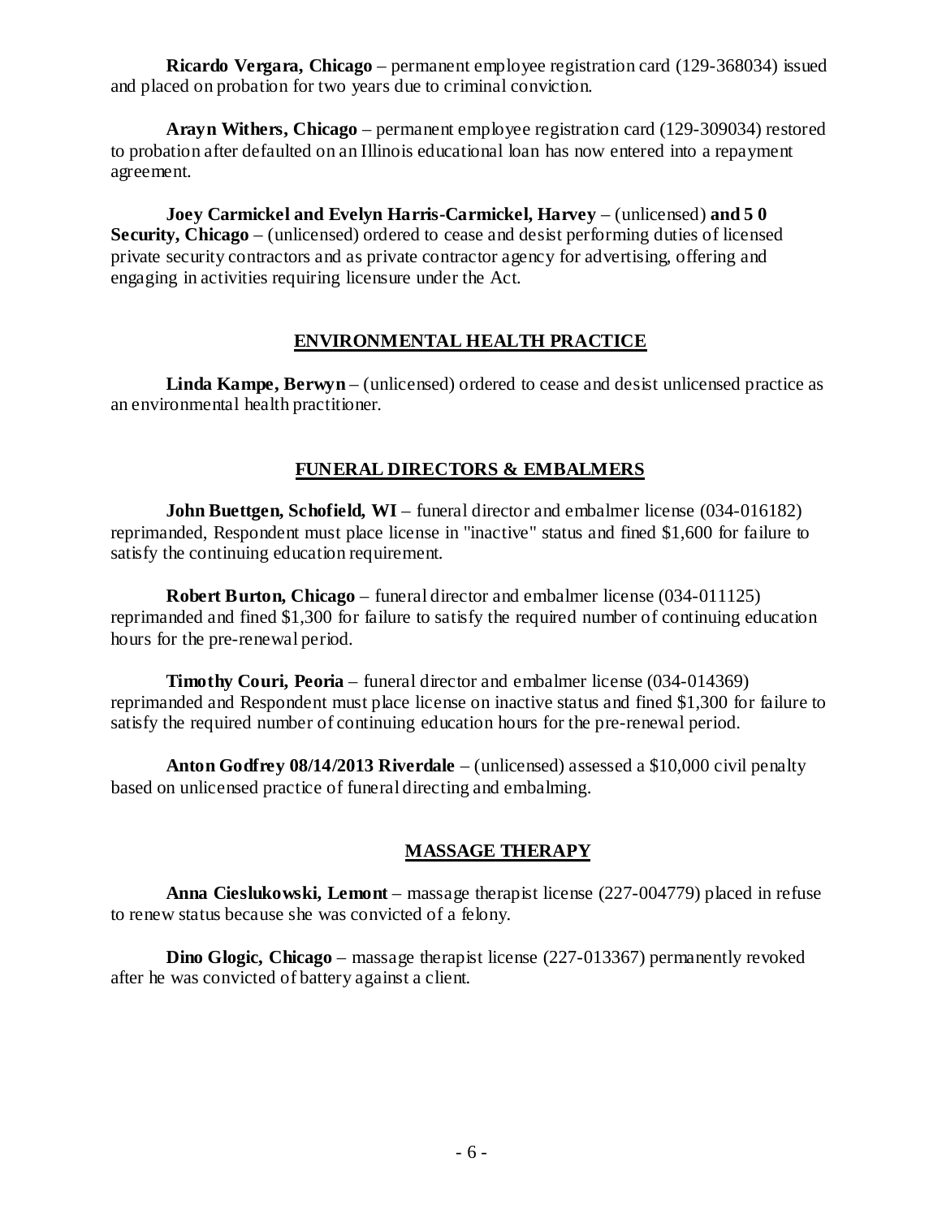**Ricardo Vergara, Chicago** – permanent employee registration card (129-368034) issued and placed on probation for two years due to criminal conviction.

**Arayn Withers, Chicago** – permanent employee registration card (129-309034) restored to probation after defaulted on an Illinois educational loan has now entered into a repayment agreement.

**Joey Carmickel and Evelyn Harris-Carmickel, Harvey** – (unlicensed) **and 5 0 Security, Chicago** – (unlicensed) ordered to cease and desist performing duties of licensed private security contractors and as private contractor agency for advertising, offering and engaging in activities requiring licensure under the Act.

## ENVIRONMENTAL HEALTH PRACTICE

**Linda Kampe, Berwyn** – (unlicensed) ordered to cease and desist unlicensed practice as an environmental health practitioner.

## FUNERAL DIRECTORS & EMBALMERS

**John Buettgen, Schofield, WI** – funeral director and embalmer license (034-016182) reprimanded, Respondent must place license in "inactive" status and fined $1,600 for failure to satisfy the continuing education requirement.

**Robert Burton, Chicago** – funeral director and embalmer license (034-011125) reprimanded and fined $1,300 for failure to satisfy the required number of continuing education hours for the pre-renewal period.

**Timothy Couri, Peoria** – funeral director and embalmer license (034-014369) reprimanded and Respondent must place license on inactive status and fined $1,300 for failure to satisfy the required number of continuing education hours for the pre-renewal period.

**Anton Godfrey 08/14/2013 Riverdale** – (unlicensed) assessed a $10,000 civil penalty based on unlicensed practice of funeral directing and embalming.

## MASSAGE THERAPY

**Anna Cieslukowski, Lemont** – massage therapist license (227-004779) placed in refuse to renew status because she was convicted of a felony.

**Dino Glogic, Chicago** – massage therapist license (227-013367) permanently revoked after he was convicted of battery against a client.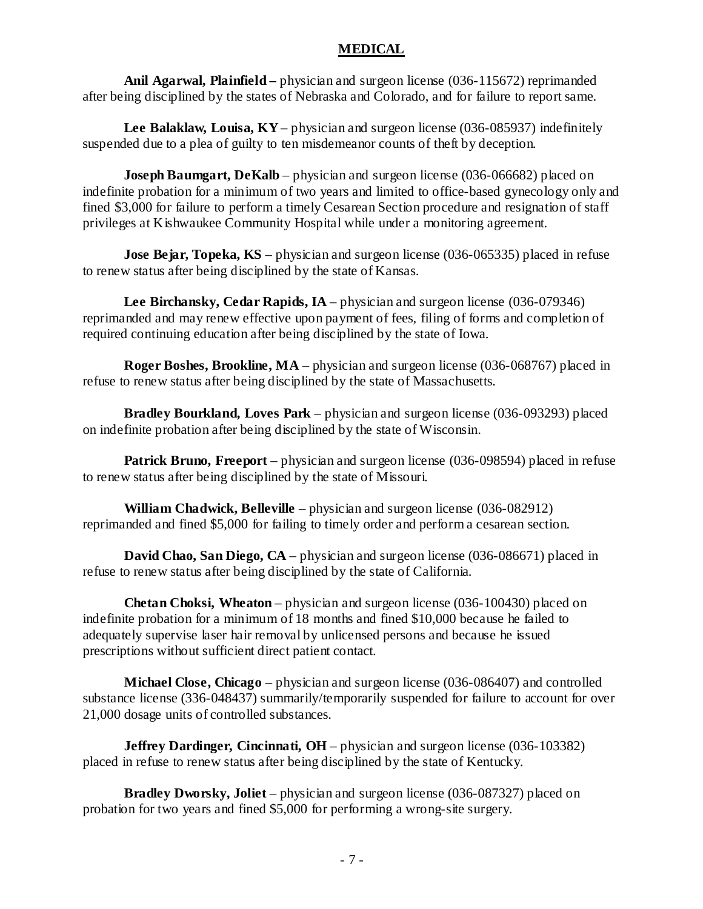## MEDICAL

**Anil Agarwal, Plainfield –** physician and surgeon license (036-115672) reprimanded after being disciplined by the states of Nebraska and Colorado, and for failure to report same.

**Lee Balaklaw, Louisa, KY** – physician and surgeon license (036-085937) indefinitely suspended due to a plea of guilty to ten misdemeanor counts of theft by deception.

**Joseph Baumgart, DeKalb** – physician and surgeon license (036-066682) placed on indefinite probation for a minimum of two years and limited to office-based gynecology only and fined $3,000 for failure to perform a timely Cesarean Section procedure and resignation of staff privileges at Kishwaukee Community Hospital while under a monitoring agreement.

**Jose Bejar, Topeka, KS** – physician and surgeon license (036-065335) placed in refuse to renew status after being disciplined by the state of Kansas.

**Lee Birchansky, Cedar Rapids, IA** – physician and surgeon license (036-079346) reprimanded and may renew effective upon payment of fees, filing of forms and completion of required continuing education after being disciplined by the state of Iowa.

**Roger Boshes, Brookline, MA** – physician and surgeon license (036-068767) placed in refuse to renew status after being disciplined by the state of Massachusetts.

**Bradley Bourkland, Loves Park** – physician and surgeon license (036-093293) placed on indefinite probation after being disciplined by the state of Wisconsin.

**Patrick Bruno, Freeport** – physician and surgeon license (036-098594) placed in refuse to renew status after being disciplined by the state of Missouri.

**William Chadwick, Belleville** – physician and surgeon license (036-082912) reprimanded and fined $5,000 for failing to timely order and perform a cesarean section.

**David Chao, San Diego, CA** – physician and surgeon license (036-086671) placed in refuse to renew status after being disciplined by the state of California.

**Chetan Choksi, Wheaton** – physician and surgeon license (036-100430) placed on indefinite probation for a minimum of 18 months and fined $10,000 because he failed to adequately supervise laser hair removal by unlicensed persons and because he issued prescriptions without sufficient direct patient contact.

**Michael Close, Chicago** – physician and surgeon license (036-086407) and controlled substance license (336-048437) summarily/temporarily suspended for failure to account for over 21,000 dosage units of controlled substances.

**Jeffrey Dardinger, Cincinnati, OH** – physician and surgeon license (036-103382) placed in refuse to renew status after being disciplined by the state of Kentucky.

**Bradley Dworsky, Joliet** – physician and surgeon license (036-087327) placed on probation for two years and fined $5,000 for performing a wrong-site surgery.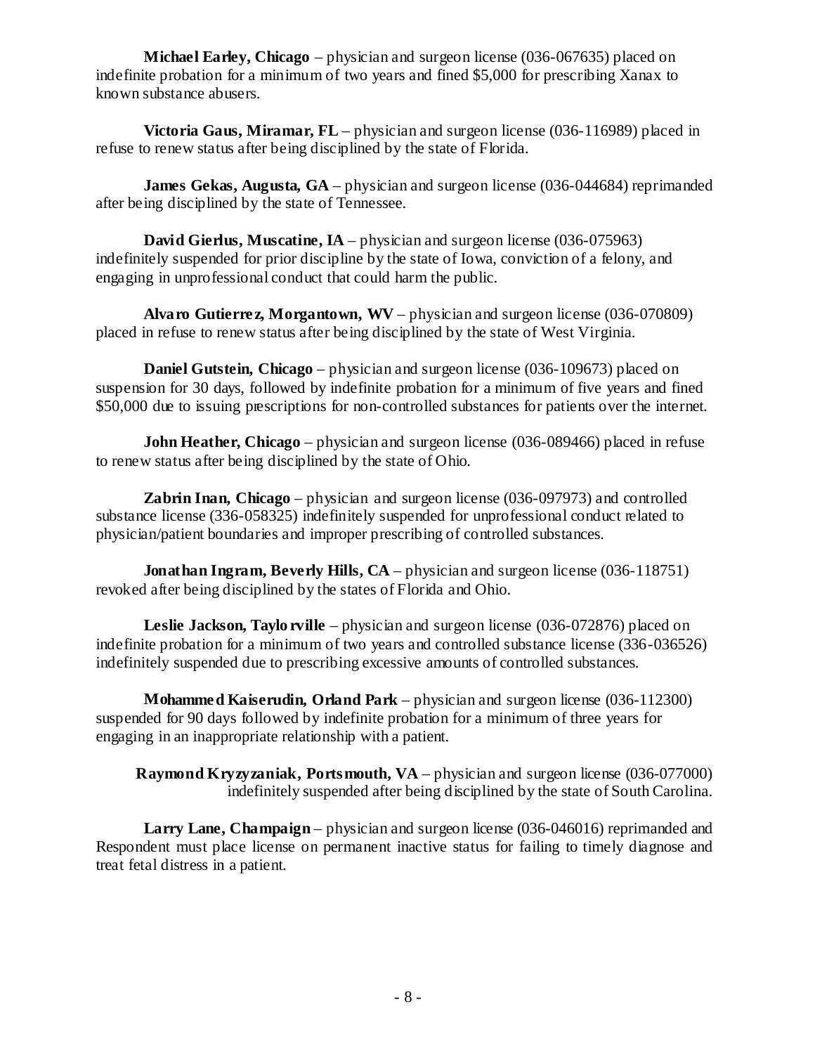**Michael Earley, Chicago** – physician and surgeon license (036-067635) placed on indefinite probation for a minimum of two years and fined $5,000 for prescribing Xanax to known substance abusers.

**Victoria Gaus, Miramar, FL** – physician and surgeon license (036-116989) placed in refuse to renew status after being disciplined by the state of Florida.

**James Gekas, Augusta, GA** – physician and surgeon license (036-044684) reprimanded after being disciplined by the state of Tennessee.

**David Gierlus, Muscatine, IA** – physician and surgeon license (036-075963) indefinitely suspended for prior discipline by the state of Iowa, conviction of a felony, and engaging in unprofessional conduct that could harm the public.

**Alvaro Gutierrez, Morgantown, WV** – physician and surgeon license (036-070809) placed in refuse to renew status after being disciplined by the state of West Virginia.

**Daniel Gutstein, Chicago** – physician and surgeon license (036-109673) placed on suspension for 30 days, followed by indefinite probation for a minimum of five years and fined $50,000 due to issuing prescriptions for non-controlled substances for patients over the internet.

**John Heather, Chicago** – physician and surgeon license (036-089466) placed in refuse to renew status after being disciplined by the state of Ohio.

**Zabrin Inan, Chicago** – physician and surgeon license (036-097973) and controlled substance license (336-058325) indefinitely suspended for unprofessional conduct related to physician/patient boundaries and improper prescribing of controlled substances.

**Jonathan Ingram, Beverly Hills, CA** – physician and surgeon license (036-118751) revoked after being disciplined by the states of Florida and Ohio.

**Leslie Jackson, Taylorville** – physician and surgeon license (036-072876) placed on indefinite probation for a minimum of two years and controlled substance license (336-036526) indefinitely suspended due to prescribing excessive amounts of controlled substances.

**Mohammed Kaiserudin, Orland Park** – physician and surgeon license (036-112300) suspended for 90 days followed by indefinite probation for a minimum of three years for engaging in an inappropriate relationship with a patient.

**Raymond Kryzyzaniak, Portsmouth, VA** – physician and surgeon license (036-077000) indefinitely suspended after being disciplined by the state of South Carolina.

**Larry Lane, Champaign** – physician and surgeon license (036-046016) reprimanded and Respondent must place license on permanent inactive status for failing to timely diagnose and treat fetal distress in a patient.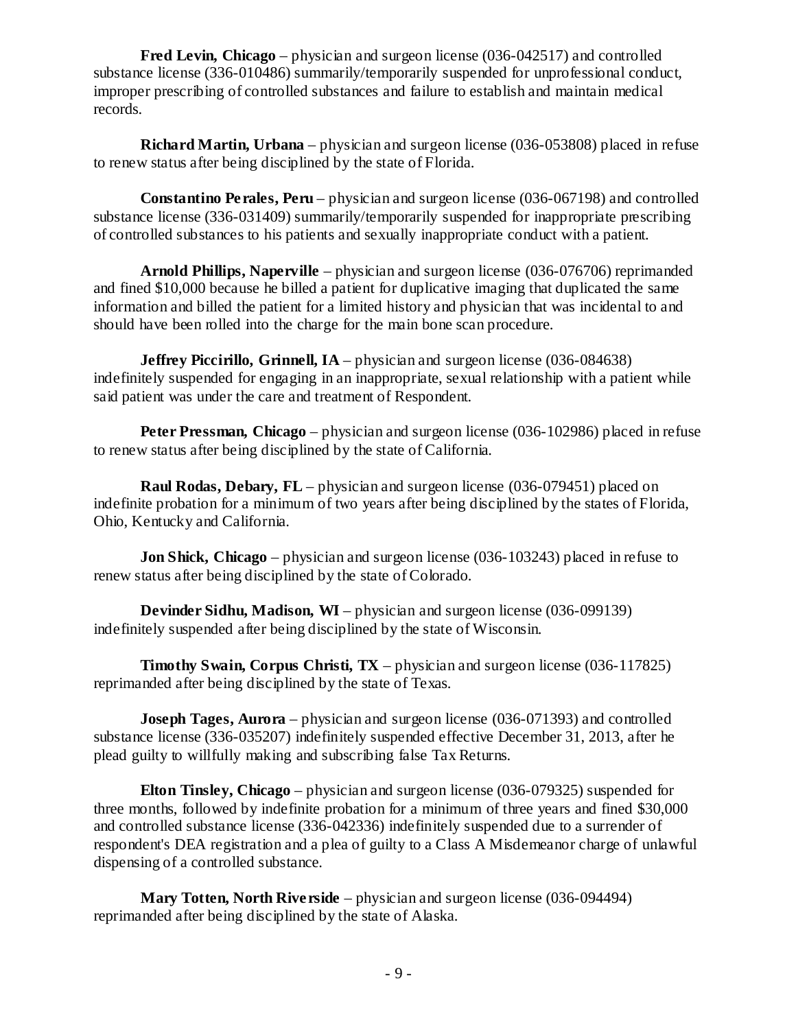**Fred Levin, Chicago** – physician and surgeon license (036-042517) and controlled substance license (336-010486) summarily/temporarily suspended for unprofessional conduct, improper prescribing of controlled substances and failure to establish and maintain medical records.

**Richard Martin, Urbana** – physician and surgeon license (036-053808) placed in refuse to renew status after being disciplined by the state of Florida.

**Constantino Perales, Peru** – physician and surgeon license (036-067198) and controlled substance license (336-031409) summarily/temporarily suspended for inappropriate prescribing of controlled substances to his patients and sexually inappropriate conduct with a patient.

**Arnold Phillips, Naperville** – physician and surgeon license (036-076706) reprimanded and fined $10,000 because he billed a patient for duplicative imaging that duplicated the same information and billed the patient for a limited history and physician that was incidental to and should have been rolled into the charge for the main bone scan procedure.

**Jeffrey Piccirillo, Grinnell, IA** – physician and surgeon license (036-084638) indefinitely suspended for engaging in an inappropriate, sexual relationship with a patient while said patient was under the care and treatment of Respondent.

**Peter Pressman, Chicago** – physician and surgeon license (036-102986) placed in refuse to renew status after being disciplined by the state of California.

**Raul Rodas, Debary, FL** – physician and surgeon license (036-079451) placed on indefinite probation for a minimum of two years after being disciplined by the states of Florida, Ohio, Kentucky and California.

**Jon Shick, Chicago** – physician and surgeon license (036-103243) placed in refuse to renew status after being disciplined by the state of Colorado.

**Devinder Sidhu, Madison, WI** – physician and surgeon license (036-099139) indefinitely suspended after being disciplined by the state of Wisconsin.

**Timothy Swain, Corpus Christi, TX** – physician and surgeon license (036-117825) reprimanded after being disciplined by the state of Texas.

**Joseph Tages, Aurora** – physician and surgeon license (036-071393) and controlled substance license (336-035207) indefinitely suspended effective December 31, 2013, after he plead guilty to willfully making and subscribing false Tax Returns.

**Elton Tinsley, Chicago** – physician and surgeon license (036-079325) suspended for three months, followed by indefinite probation for a minimum of three years and fined $30,000 and controlled substance license (336-042336) indefinitely suspended due to a surrender of respondent's DEA registration and a plea of guilty to a Class A Misdemeanor charge of unlawful dispensing of a controlled substance.

**Mary Totten, North Riverside** – physician and surgeon license (036-094494) reprimanded after being disciplined by the state of Alaska.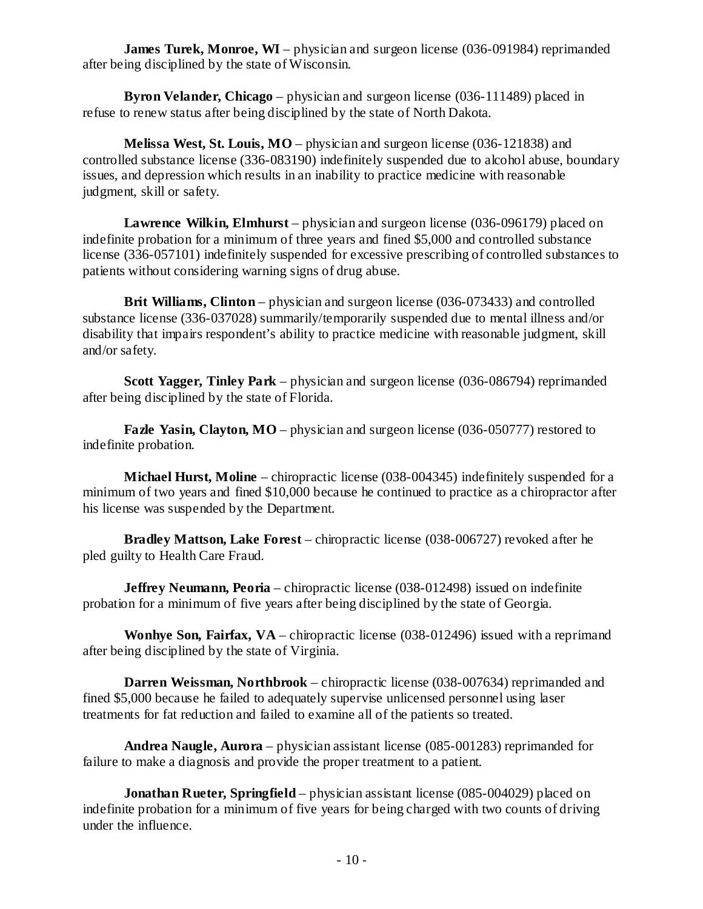**James Turek, Monroe, WI** – physician and surgeon license (036-091984) reprimanded after being disciplined by the state of Wisconsin.

**Byron Velander, Chicago** – physician and surgeon license (036-111489) placed in refuse to renew status after being disciplined by the state of North Dakota.

**Melissa West, St. Louis, MO** – physician and surgeon license (036-121838) and controlled substance license (336-083190) indefinitely suspended due to alcohol abuse, boundary issues, and depression which results in an inability to practice medicine with reasonable judgment, skill or safety.

**Lawrence Wilkin, Elmhurst** – physician and surgeon license (036-096179) placed on indefinite probation for a minimum of three years and fined $5,000 and controlled substance license (336-057101) indefinitely suspended for excessive prescribing of controlled substances to patients without considering warning signs of drug abuse.

**Brit Williams, Clinton** – physician and surgeon license (036-073433) and controlled substance license (336-037028) summarily/temporarily suspended due to mental illness and/or disability that impairs respondent's ability to practice medicine with reasonable judgment, skill and/or safety.

**Scott Yagger, Tinley Park** – physician and surgeon license (036-086794) reprimanded after being disciplined by the state of Florida.

**Fazle Yasin, Clayton, MO** – physician and surgeon license (036-050777) restored to indefinite probation.

**Michael Hurst, Moline** – chiropractic license (038-004345) indefinitely suspended for a minimum of two years and fined $10,000 because he continued to practice as a chiropractor after his license was suspended by the Department.

**Bradley Mattson, Lake Forest** – chiropractic license (038-006727) revoked after he pled guilty to Health Care Fraud.

**Jeffrey Neumann, Peoria** – chiropractic license (038-012498) issued on indefinite probation for a minimum of five years after being disciplined by the state of Georgia.

**Wonhye Son, Fairfax, VA** – chiropractic license (038-012496) issued with a reprimand after being disciplined by the state of Virginia.

**Darren Weissman, Northbrook** – chiropractic license (038-007634) reprimanded and fined $5,000 because he failed to adequately supervise unlicensed personnel using laser treatments for fat reduction and failed to examine all of the patients so treated.

**Andrea Naugle, Aurora** – physician assistant license (085-001283) reprimanded for failure to make a diagnosis and provide the proper treatment to a patient.

**Jonathan Rueter, Springfield** – physician assistant license (085-004029) placed on indefinite probation for a minimum of five years for being charged with two counts of driving under the influence.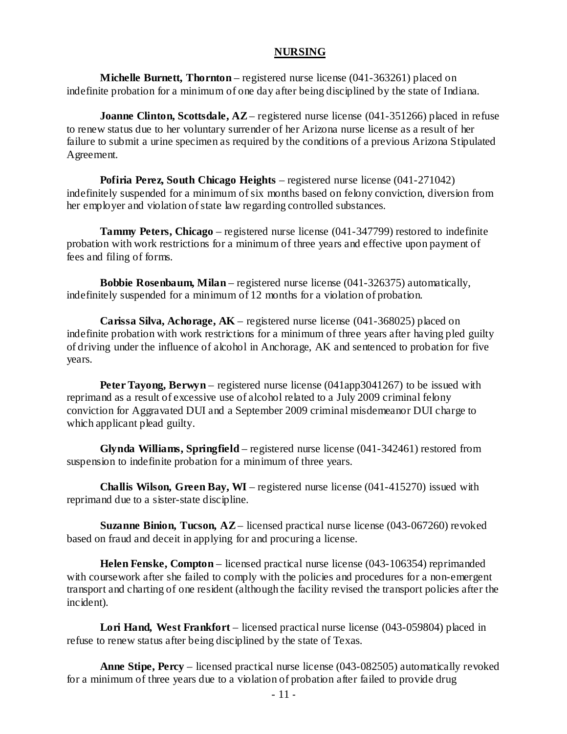## NURSING

**Michelle Burnett, Thornton** – registered nurse license (041-363261) placed on indefinite probation for a minimum of one day after being disciplined by the state of Indiana.

**Joanne Clinton, Scottsdale, AZ** – registered nurse license (041-351266) placed in refuse to renew status due to her voluntary surrender of her Arizona nurse license as a result of her failure to submit a urine specimen as required by the conditions of a previous Arizona Stipulated Agreement.

**Pofiria Perez, South Chicago Heights** – registered nurse license (041-271042) indefinitely suspended for a minimum of six months based on felony conviction, diversion from her employer and violation of state law regarding controlled substances.

**Tammy Peters, Chicago** – registered nurse license (041-347799) restored to indefinite probation with work restrictions for a minimum of three years and effective upon payment of fees and filing of forms.

**Bobbie Rosenbaum, Milan** – registered nurse license (041-326375) automatically, indefinitely suspended for a minimum of 12 months for a violation of probation.

**Carissa Silva, Achorage, AK** – registered nurse license (041-368025) placed on indefinite probation with work restrictions for a minimum of three years after having pled guilty of driving under the influence of alcohol in Anchorage, AK and sentenced to probation for five years.

**Peter Tayong, Berwyn** – registered nurse license (041app3041267) to be issued with reprimand as a result of excessive use of alcohol related to a July 2009 criminal felony conviction for Aggravated DUI and a September 2009 criminal misdemeanor DUI charge to which applicant plead guilty.

**Glynda Williams, Springfield** – registered nurse license (041-342461) restored from suspension to indefinite probation for a minimum of three years.

**Challis Wilson, Green Bay, WI** – registered nurse license (041-415270) issued with reprimand due to a sister-state discipline.

**Suzanne Binion, Tucson, AZ** – licensed practical nurse license (043-067260) revoked based on fraud and deceit in applying for and procuring a license.

**Helen Fenske, Compton** – licensed practical nurse license (043-106354) reprimanded with coursework after she failed to comply with the policies and procedures for a non-emergent transport and charting of one resident (although the facility revised the transport policies after the incident).

**Lori Hand, West Frankfort** – licensed practical nurse license (043-059804) placed in refuse to renew status after being disciplined by the state of Texas.

**Anne Stipe, Percy** – licensed practical nurse license (043-082505) automatically revoked for a minimum of three years due to a violation of probation after failed to provide drug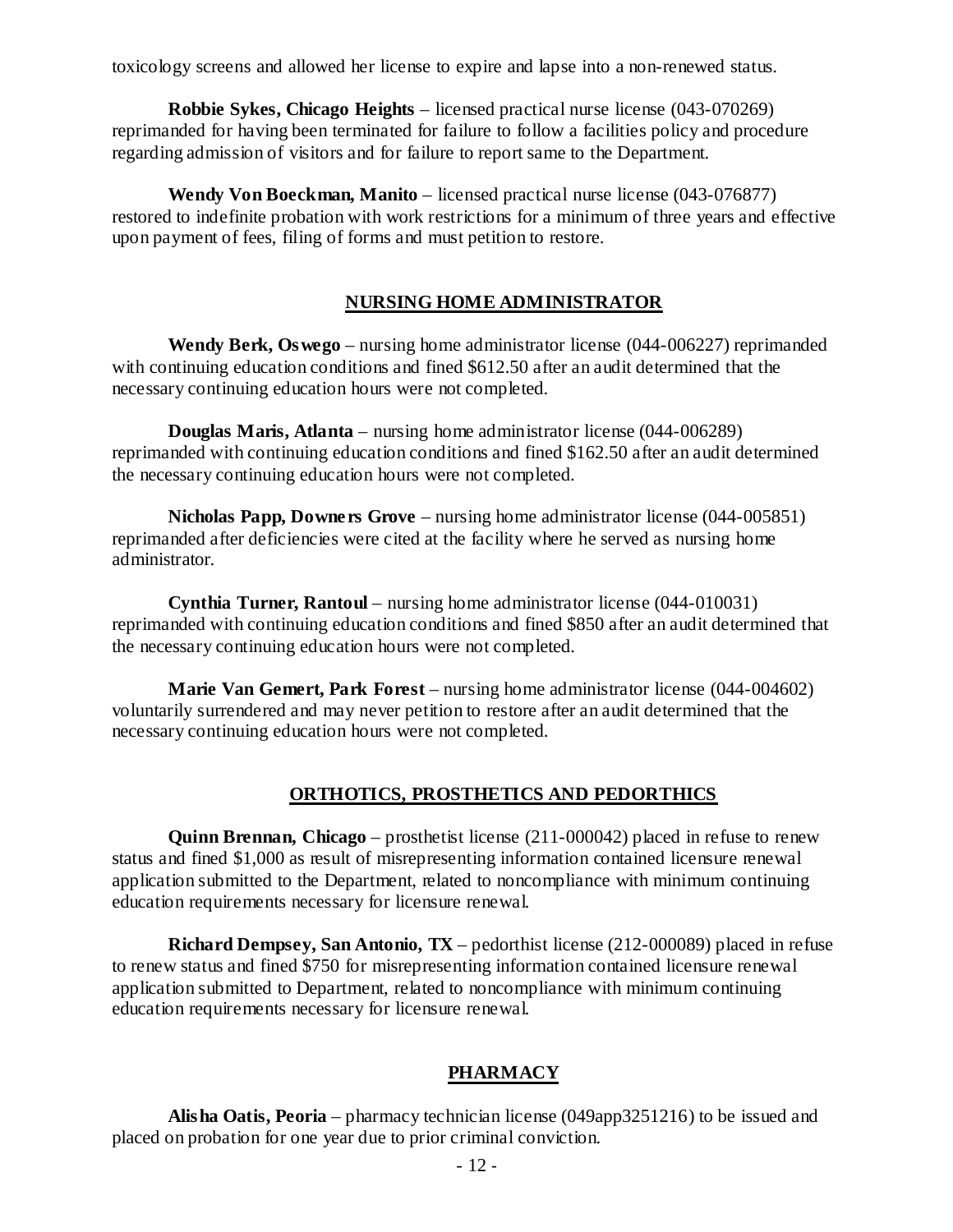toxicology screens and allowed her license to expire and lapse into a non-renewed status.

**Robbie Sykes, Chicago Heights** – licensed practical nurse license (043-070269) reprimanded for having been terminated for failure to follow a facilities policy and procedure regarding admission of visitors and for failure to report same to the Department.

**Wendy Von Boeckman, Manito** – licensed practical nurse license (043-076877) restored to indefinite probation with work restrictions for a minimum of three years and effective upon payment of fees, filing of forms and must petition to restore.

## NURSING HOME ADMINISTRATOR

**Wendy Berk, Oswego** – nursing home administrator license (044-006227) reprimanded with continuing education conditions and fined $612.50 after an audit determined that the necessary continuing education hours were not completed.

**Douglas Maris, Atlanta** – nursing home administrator license (044-006289) reprimanded with continuing education conditions and fined $162.50 after an audit determined the necessary continuing education hours were not completed.

**Nicholas Papp, Downers Grove** – nursing home administrator license (044-005851) reprimanded after deficiencies were cited at the facility where he served as nursing home administrator.

**Cynthia Turner, Rantoul** – nursing home administrator license (044-010031) reprimanded with continuing education conditions and fined $850 after an audit determined that the necessary continuing education hours were not completed.

**Marie Van Gemert, Park Forest** – nursing home administrator license (044-004602) voluntarily surrendered and may never petition to restore after an audit determined that the necessary continuing education hours were not completed.

## ORTHOTICS, PROSTHETICS AND PEDORTHICS

**Quinn Brennan, Chicago** – prosthetist license (211-000042) placed in refuse to renew status and fined $1,000 as result of misrepresenting information contained licensure renewal application submitted to the Department, related to noncompliance with minimum continuing education requirements necessary for licensure renewal.

**Richard Dempsey, San Antonio, TX** – pedorthist license (212-000089) placed in refuse to renew status and fined $750 for misrepresenting information contained licensure renewal application submitted to Department, related to noncompliance with minimum continuing education requirements necessary for licensure renewal.

## PHARMACY

**Alisha Oatis, Peoria** – pharmacy technician license (049app3251216) to be issued and placed on probation for one year due to prior criminal conviction.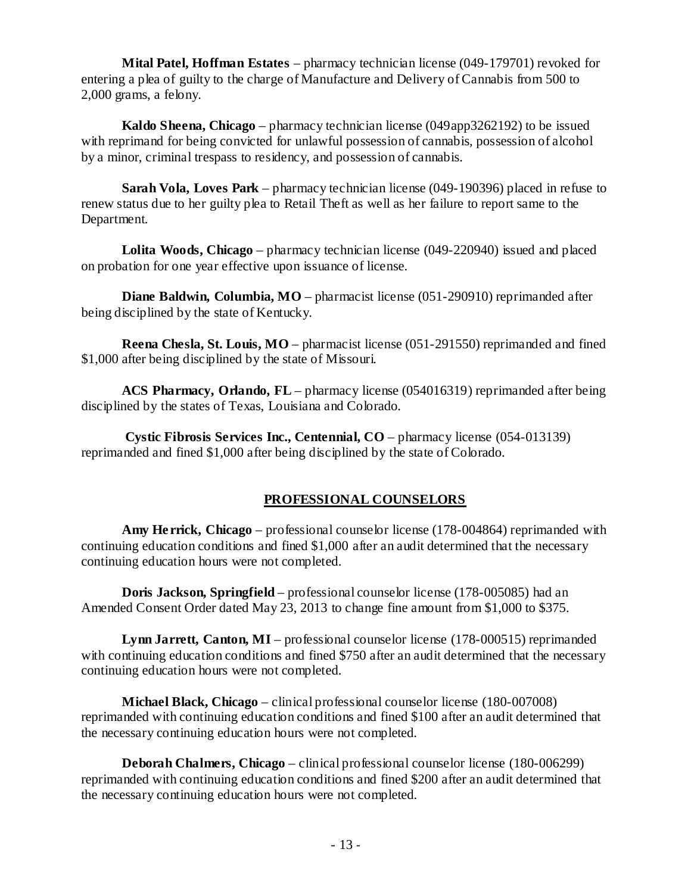**Mital Patel, Hoffman Estates** – pharmacy technician license (049-179701) revoked for entering a plea of guilty to the charge of Manufacture and Delivery of Cannabis from 500 to 2,000 grams, a felony.

**Kaldo Sheena, Chicago** – pharmacy technician license (049app3262192) to be issued with reprimand for being convicted for unlawful possession of cannabis, possession of alcohol by a minor, criminal trespass to residency, and possession of cannabis.

**Sarah Vola, Loves Park** – pharmacy technician license (049-190396) placed in refuse to renew status due to her guilty plea to Retail Theft as well as her failure to report same to the Department.

**Lolita Woods, Chicago** – pharmacy technician license (049-220940) issued and placed on probation for one year effective upon issuance of license.

**Diane Baldwin, Columbia, MO** – pharmacist license (051-290910) reprimanded after being disciplined by the state of Kentucky.

**Reena Chesla, St. Louis, MO** – pharmacist license (051-291550) reprimanded and fined $1,000 after being disciplined by the state of Missouri.

**ACS Pharmacy, Orlando, FL** – pharmacy license (054016319) reprimanded after being disciplined by the states of Texas, Louisiana and Colorado.

**Cystic Fibrosis Services Inc., Centennial, CO** – pharmacy license (054-013139) reprimanded and fined $1,000 after being disciplined by the state of Colorado.

## PROFESSIONAL COUNSELORS

**Amy Herrick, Chicago** – professional counselor license (178-004864) reprimanded with continuing education conditions and fined $1,000 after an audit determined that the necessary continuing education hours were not completed.

**Doris Jackson, Springfield** – professional counselor license (178-005085) had an Amended Consent Order dated May 23, 2013 to change fine amount from $1,000 to $375.

**Lynn Jarrett, Canton, MI** – professional counselor license (178-000515) reprimanded with continuing education conditions and fined $750 after an audit determined that the necessary continuing education hours were not completed.

**Michael Black, Chicago** – clinical professional counselor license (180-007008) reprimanded with continuing education conditions and fined $100 after an audit determined that the necessary continuing education hours were not completed.

**Deborah Chalmers, Chicago** – clinical professional counselor license (180-006299) reprimanded with continuing education conditions and fined $200 after an audit determined that the necessary continuing education hours were not completed.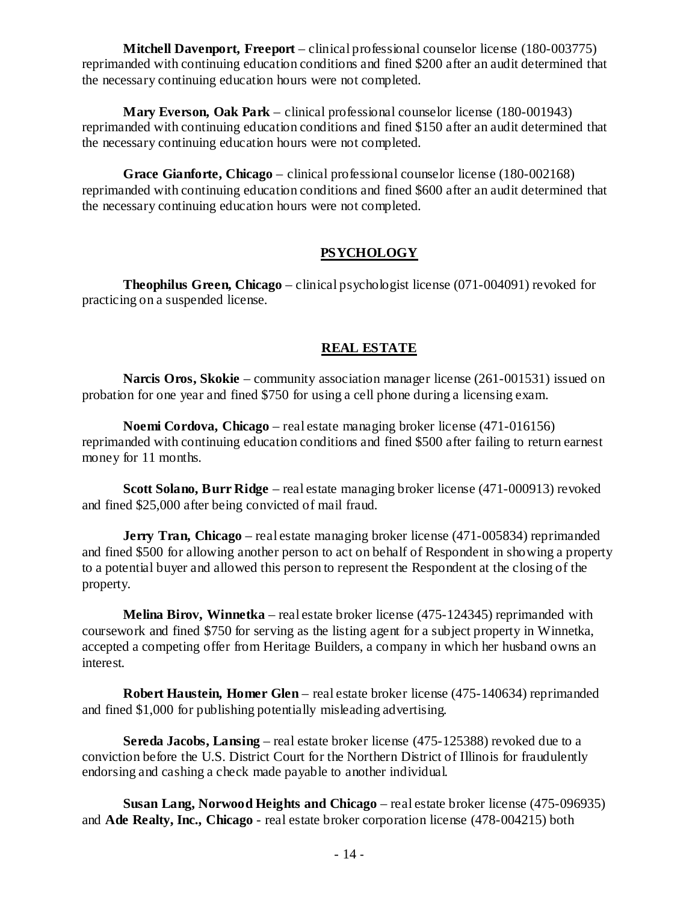**Mitchell Davenport, Freeport** – clinical professional counselor license (180-003775) reprimanded with continuing education conditions and fined $200 after an audit determined that the necessary continuing education hours were not completed.

**Mary Everson, Oak Park** – clinical professional counselor license (180-001943) reprimanded with continuing education conditions and fined $150 after an audit determined that the necessary continuing education hours were not completed.

**Grace Gianforte, Chicago** – clinical professional counselor license (180-002168) reprimanded with continuing education conditions and fined $600 after an audit determined that the necessary continuing education hours were not completed.

## PSYCHOLOGY

**Theophilus Green, Chicago** – clinical psychologist license (071-004091) revoked for practicing on a suspended license.

## REAL ESTATE

**Narcis Oros, Skokie** – community association manager license (261-001531) issued on probation for one year and fined $750 for using a cell phone during a licensing exam.

**Noemi Cordova, Chicago** – real estate managing broker license (471-016156) reprimanded with continuing education conditions and fined $500 after failing to return earnest money for 11 months.

**Scott Solano, Burr Ridge** – real estate managing broker license (471-000913) revoked and fined $25,000 after being convicted of mail fraud.

**Jerry Tran, Chicago** – real estate managing broker license (471-005834) reprimanded and fined $500 for allowing another person to act on behalf of Respondent in showing a property to a potential buyer and allowed this person to represent the Respondent at the closing of the property.

**Melina Birov, Winnetka** – real estate broker license (475-124345) reprimanded with coursework and fined $750 for serving as the listing agent for a subject property in Winnetka, accepted a competing offer from Heritage Builders, a company in which her husband owns an interest.

**Robert Haustein, Homer Glen** – real estate broker license (475-140634) reprimanded and fined $1,000 for publishing potentially misleading advertising.

**Sereda Jacobs, Lansing** – real estate broker license (475-125388) revoked due to a conviction before the U.S. District Court for the Northern District of Illinois for fraudulently endorsing and cashing a check made payable to another individual.

**Susan Lang, Norwood Heights and Chicago** – real estate broker license (475-096935) and **Ade Realty, Inc., Chicago** - real estate broker corporation license (478-004215) both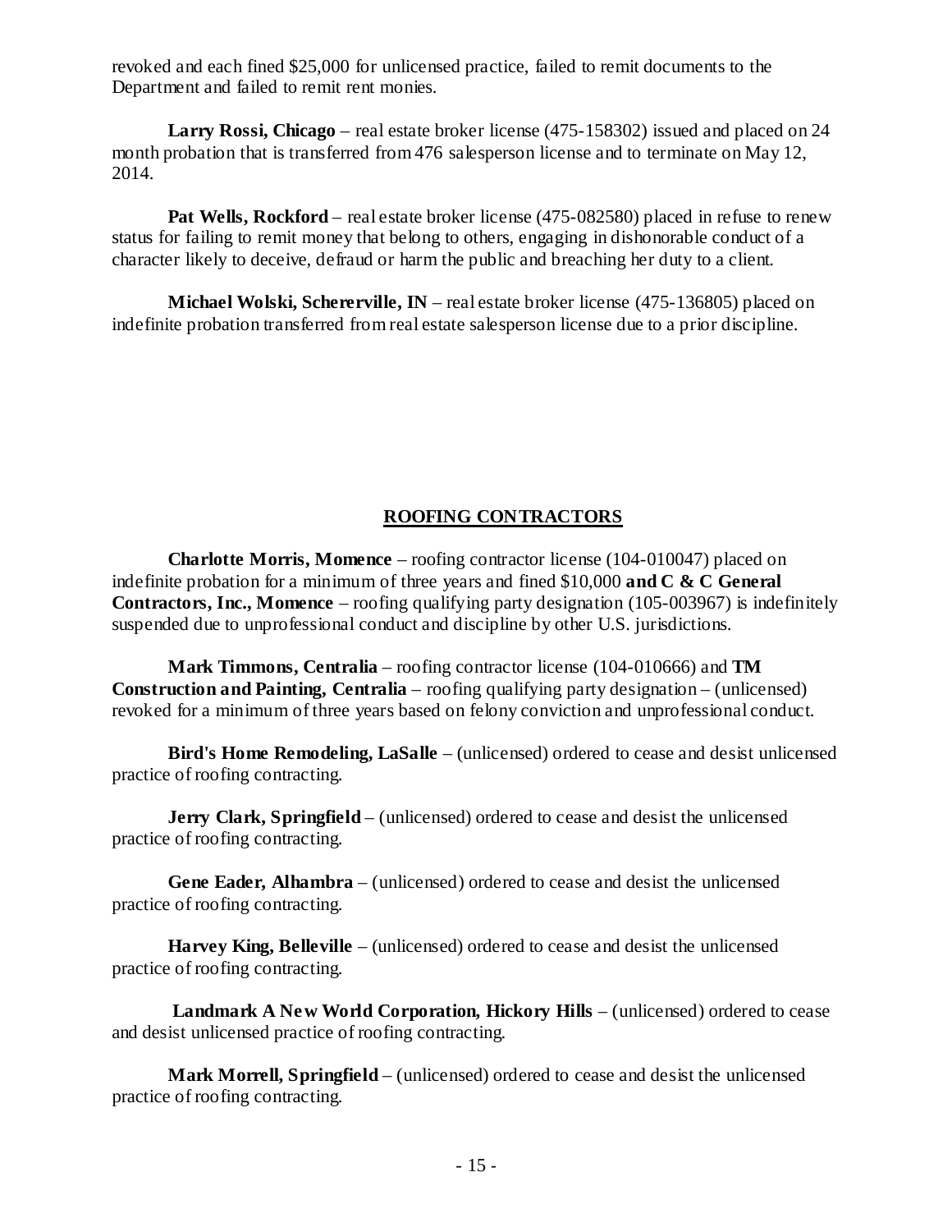revoked and each fined $25,000 for unlicensed practice, failed to remit documents to the Department and failed to remit rent monies.

**Larry Rossi, Chicago** – real estate broker license (475-158302) issued and placed on 24 month probation that is transferred from 476 salesperson license and to terminate on May 12, 2014.

**Pat Wells, Rockford** – real estate broker license (475-082580) placed in refuse to renew status for failing to remit money that belong to others, engaging in dishonorable conduct of a character likely to deceive, defraud or harm the public and breaching her duty to a client.

**Michael Wolski, Schererville, IN** – real estate broker license (475-136805) placed on indefinite probation transferred from real estate salesperson license due to a prior discipline.

## ROOFING CONTRACTORS

**Charlotte Morris, Momence** – roofing contractor license (104-010047) placed on indefinite probation for a minimum of three years and fined $10,000 **and C & C General Contractors, Inc., Momence** – roofing qualifying party designation (105-003967) is indefinitely suspended due to unprofessional conduct and discipline by other U.S. jurisdictions.

**Mark Timmons, Centralia** – roofing contractor license (104-010666) and **TM Construction and Painting, Centralia** – roofing qualifying party designation – (unlicensed) revoked for a minimum of three years based on felony conviction and unprofessional conduct.

**Bird's Home Remodeling, LaSalle** – (unlicensed) ordered to cease and desist unlicensed practice of roofing contracting.

**Jerry Clark, Springfield** – (unlicensed) ordered to cease and desist the unlicensed practice of roofing contracting.

**Gene Eader, Alhambra** – (unlicensed) ordered to cease and desist the unlicensed practice of roofing contracting.

**Harvey King, Belleville** – (unlicensed) ordered to cease and desist the unlicensed practice of roofing contracting.

**Landmark A New World Corporation, Hickory Hills** – (unlicensed) ordered to cease and desist unlicensed practice of roofing contracting.

**Mark Morrell, Springfield** – (unlicensed) ordered to cease and desist the unlicensed practice of roofing contracting.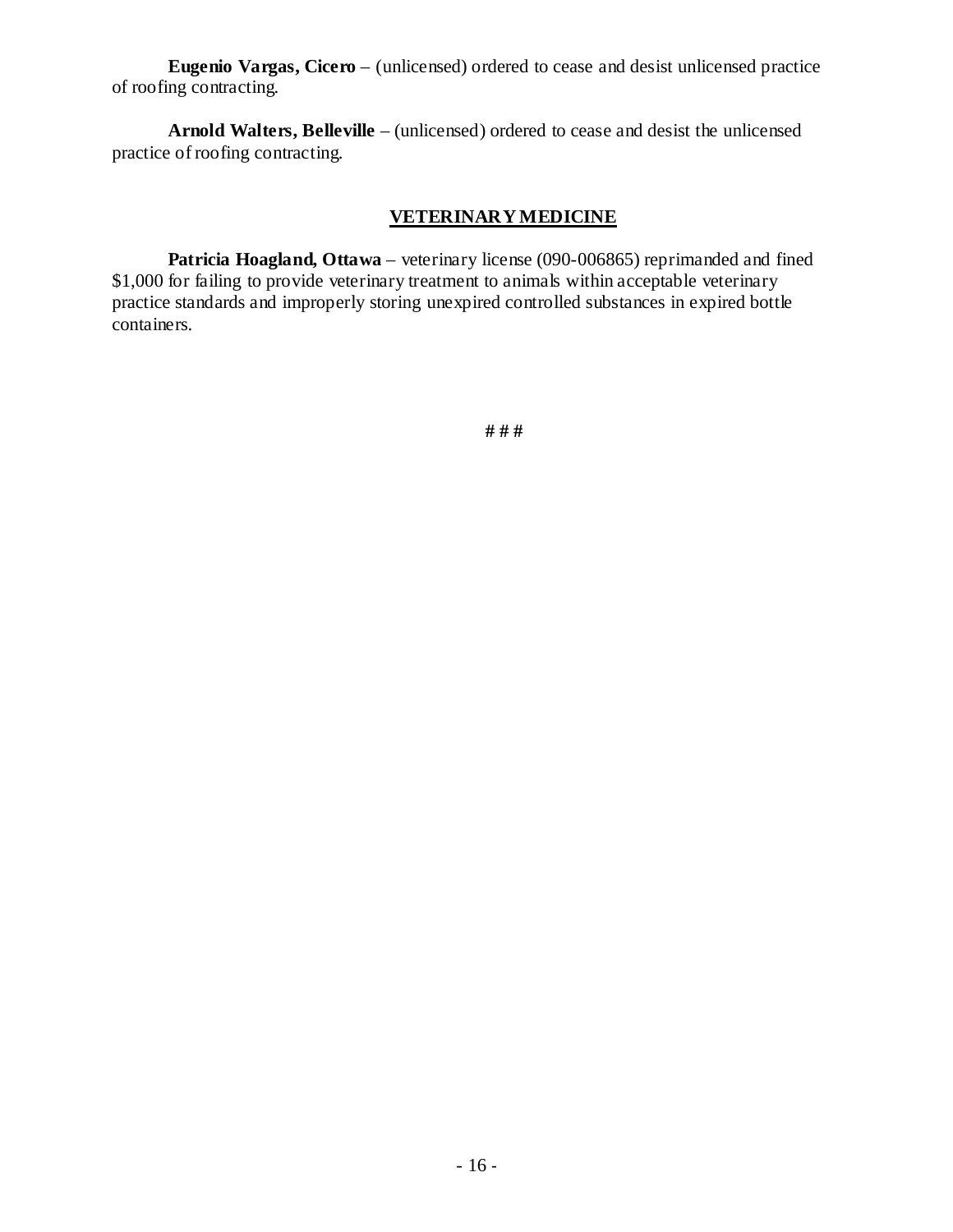**Eugenio Vargas, Cicero** – (unlicensed) ordered to cease and desist unlicensed practice of roofing contracting.

**Arnold Walters, Belleville** – (unlicensed) ordered to cease and desist the unlicensed practice of roofing contracting.

## VETERINARY MEDICINE

**Patricia Hoagland, Ottawa** – veterinary license (090-006865) reprimanded and fined $1,000 for failing to provide veterinary treatment to animals within acceptable veterinary practice standards and improperly storing unexpired controlled substances in expired bottle containers.

# # #